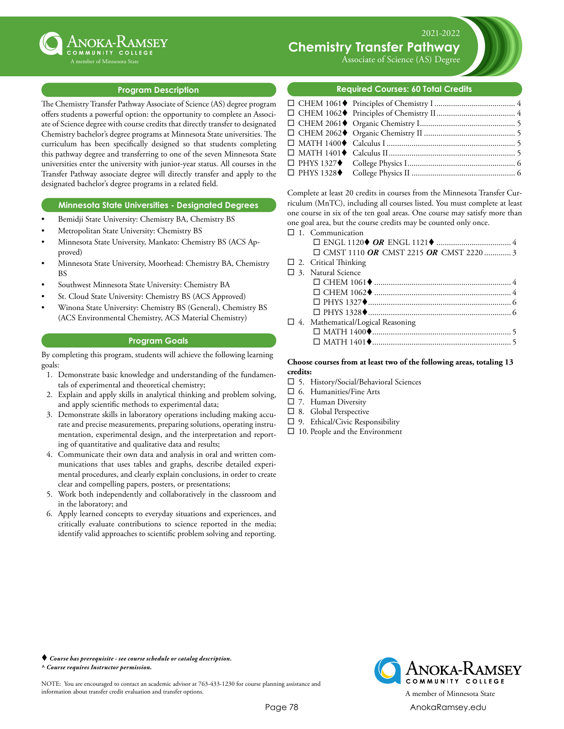# Anoka-Ramsey Community College

A member of Minnesota State

2021-2022

# Chemistry Transfer Pathway

Associate of Science (AS) Degree

## Program Description

The Chemistry Transfer Pathway Associate of Science (AS) degree program offers students a powerful option: the opportunity to complete an Associate of Science degree with course credits that directly transfer to designated Chemistry bachelor's degree programs at Minnesota State universities. The curriculum has been specifically designed so that students completing this pathway degree and transferring to one of the seven Minnesota State universities enter the university with junior-year status. All courses in the Transfer Pathway associate degree will directly transfer and apply to the designated bachelor's degree programs in a related field.

## Minnesota State Universities - Designated Degrees

- Bemidji State University: Chemistry BA, Chemistry BS
- Metropolitan State University: Chemistry BS
- Minnesota State University, Mankato: Chemistry BS (ACS Approved)
- Minnesota State University, Moorhead: Chemistry BA, Chemistry BS
- Southwest Minnesota State University: Chemistry BA
- St. Cloud State University: Chemistry BS (ACS Approved)
- Winona State University: Chemistry BS (General), Chemistry BS (ACS Environmental Chemistry, ACS Material Chemistry)

## Program Goals

By completing this program, students will achieve the following learning goals:

1. Demonstrate basic knowledge and understanding of the fundamentals of experimental and theoretical chemistry;
2. Explain and apply skills in analytical thinking and problem solving, and apply scientific methods to experimental data;
3. Demonstrate skills in laboratory operations including making accurate and precise measurements, preparing solutions, operating instrumentation, experimental design, and the interpretation and reporting of quantitative and qualitative data and results;
4. Communicate their own data and analysis in oral and written communications that uses tables and graphs, describe detailed experimental procedures, and clearly explain conclusions, in order to create clear and compelling papers, posters, or presentations;
5. Work both independently and collaboratively in the classroom and in the laboratory; and
6. Apply learned concepts to everyday situations and experiences, and critically evaluate contributions to science reported in the media; identify valid approaches to scientific problem solving and reporting.

## Required Courses: 60 Total Credits

- ☐ CHEM 1061♦ Principles of Chemistry I .......... 4
- ☐ CHEM 1062♦ Principles of Chemistry II .......... 4
- ☐ CHEM 2061♦ Organic Chemistry I .......... 5
- ☐ CHEM 2062♦ Organic Chemistry II .......... 5
- ☐ MATH 1400♦ Calculus I .......... 5
- ☐ MATH 1401♦ Calculus II .......... 5
- ☐ PHYS 1327♦ College Physics I .......... 6
- ☐ PHYS 1328♦ College Physics II .......... 6

Complete at least 20 credits in courses from the Minnesota Transfer Curriculum (MnTC), including all courses listed. You must complete at least one course in six of the ten goal areas. One course may satisfy more than one goal area, but the course credits may be counted only once.

- ☐ 1. Communication
  - ☐ ENGL 1120♦ ***OR*** ENGL 1121♦ .......... 4
  - ☐ CMST 1110 ***OR*** CMST 2215 ***OR*** CMST 2220 .......... 3
- ☐ 2. Critical Thinking
- ☐ 3. Natural Science
  - ☐ CHEM 1061♦ .......... 4
  - ☐ CHEM 1062♦ .......... 4
  - ☐ PHYS 1327♦ .......... 6
  - ☐ PHYS 1328♦ .......... 6
- ☐ 4. Mathematical/Logical Reasoning
  - ☐ MATH 1400♦ .......... 5
  - ☐ MATH 1401♦ .......... 5

**Choose courses from at least two of the following areas, totaling 13 credits:**

- ☐ 5. History/Social/Behavioral Sciences
- ☐ 6. Humanities/Fine Arts
- ☐ 7. Human Diversity
- ☐ 8. Global Perspective
- ☐ 9. Ethical/Civic Responsibility
- ☐ 10. People and the Environment

♦ ***Course has prerequisite - see course schedule or catalog description.***
^ ***Course requires Instructor permission.***

NOTE: You are encouraged to contact an academic advisor at 763-433-1230 for course planning assistance and information about transfer credit evaluation and transfer options.

Anoka-Ramsey Community College
A member of Minnesota State
AnokaRamsey.edu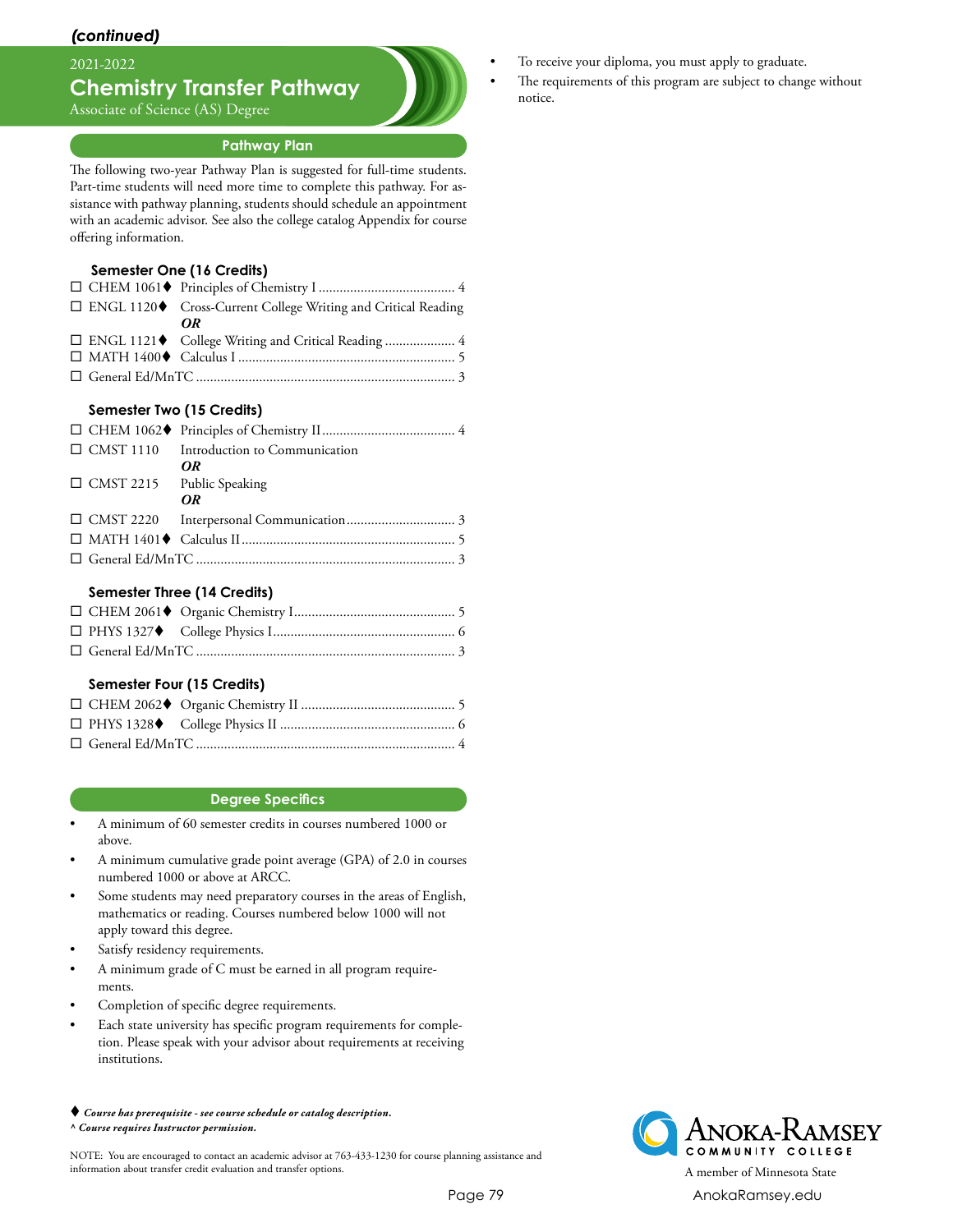*(continued)*

2021-2022

# Chemistry Transfer Pathway

Associate of Science (AS) Degree

## Pathway Plan

The following two-year Pathway Plan is suggested for full-time students. Part-time students will need more time to complete this pathway. For assistance with pathway planning, students should schedule an appointment with an academic advisor. See also the college catalog Appendix for course offering information.

### Semester One (16 Credits)

- ☐ CHEM 1061♦ Principles of Chemistry I ....................................... 4
- ☐ ENGL 1120♦ Cross-Current College Writing and Critical Reading
  ***OR***
- ☐ ENGL 1121♦ College Writing and Critical Reading .................... 4
- ☐ MATH 1400♦ Calculus I ............................................................. 5
- ☐ General Ed/MnTC ......................................................................... 3

### Semester Two (15 Credits)

- ☐ CHEM 1062♦ Principles of Chemistry II...................................... 4
- ☐ CMST 1110 Introduction to Communication
  ***OR***
- ☐ CMST 2215 Public Speaking
  ***OR***
- ☐ CMST 2220 Interpersonal Communication............................... 3
- ☐ MATH 1401♦ Calculus II............................................................ 5
- ☐ General Ed/MnTC ......................................................................... 3

### Semester Three (14 Credits)

- ☐ CHEM 2061♦ Organic Chemistry I.............................................. 5
- ☐ PHYS 1327♦ College Physics I.................................................... 6
- ☐ General Ed/MnTC ......................................................................... 3

### Semester Four (15 Credits)

- ☐ CHEM 2062♦ Organic Chemistry II ............................................ 5
- ☐ PHYS 1328♦ College Physics II .................................................. 6
- ☐ General Ed/MnTC ......................................................................... 4

## Degree Specifics

- A minimum of 60 semester credits in courses numbered 1000 or above.
- A minimum cumulative grade point average (GPA) of 2.0 in courses numbered 1000 or above at ARCC.
- Some students may need preparatory courses in the areas of English, mathematics or reading. Courses numbered below 1000 will not apply toward this degree.
- Satisfy residency requirements.
- A minimum grade of C must be earned in all program requirements.
- Completion of specific degree requirements.
- Each state university has specific program requirements for completion. Please speak with your advisor about requirements at receiving institutions.
- To receive your diploma, you must apply to graduate.
- The requirements of this program are subject to change without notice.

♦ ***Course has prerequisite - see course schedule or catalog description.***
^ ***Course requires Instructor permission.***

NOTE: You are encouraged to contact an academic advisor at 763-433-1230 for course planning assistance and information about transfer credit evaluation and transfer options.

Anoka-Ramsey Community College
A member of Minnesota State
AnokaRamsey.edu